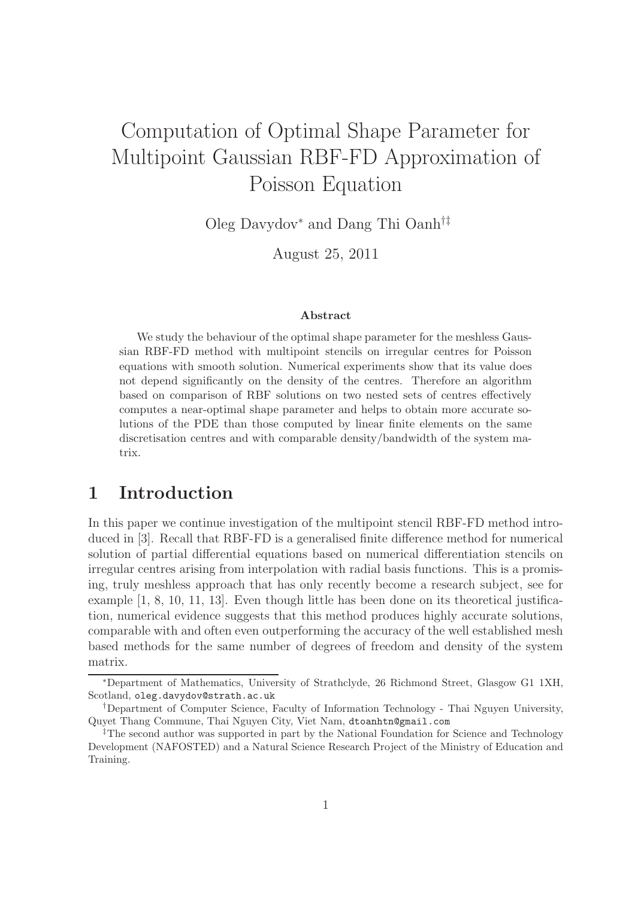# Computation of Optimal Shape Parameter for Multipoint Gaussian RBF-FD Approximation of Poisson Equation

Oleg Davydov* and Dang Thi Oanh†‡

August 25, 2011

### Abstract

We study the behaviour of the optimal shape parameter for the meshless Gaussian RBF-FD method with multipoint stencils on irregular centres for Poisson equations with smooth solution. Numerical experiments show that its value does not depend significantly on the density of the centres. Therefore an algorithm based on comparison of RBF solutions on two nested sets of centres effectively computes a near-optimal shape parameter and helps to obtain more accurate solutions of the PDE than those computed by linear finite elements on the same discretisation centres and with comparable density/bandwidth of the system matrix.

## 1 Introduction

In this paper we continue investigation of the multipoint stencil RBF-FD method introduced in [3]. Recall that RBF-FD is a generalised finite difference method for numerical solution of partial differential equations based on numerical differentiation stencils on irregular centres arising from interpolation with radial basis functions. This is a promising, truly meshless approach that has only recently become a research subject, see for example [1, 8, 10, 11, 13]. Even though little has been done on its theoretical justification, numerical evidence suggests that this method produces highly accurate solutions, comparable with and often even outperforming the accuracy of the well established mesh based methods for the same number of degrees of freedom and density of the system matrix.

---

*Department of Mathematics, University of Strathclyde, 26 Richmond Street, Glasgow G1 1XH, Scotland, oleg.davydov@strath.ac.uk

†Department of Computer Science, Faculty of Information Technology - Thai Nguyen University, Quyet Thang Commune, Thai Nguyen City, Viet Nam, dtoanhtn@gmail.com

‡The second author was supported in part by the National Foundation for Science and Technology Development (NAFOSTED) and a Natural Science Research Project of the Ministry of Education and Training.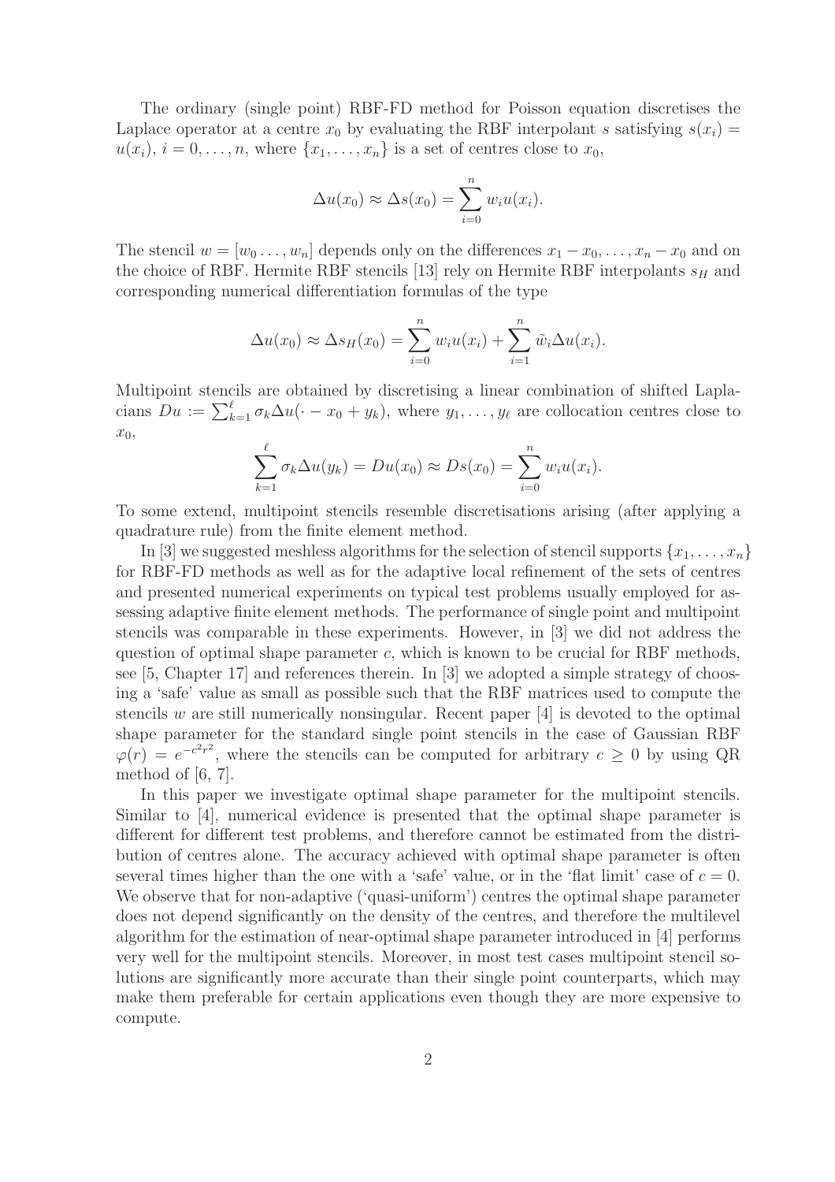The ordinary (single point) RBF-FD method for Poisson equation discretises the Laplace operator at a centre $x_0$ by evaluating the RBF interpolant $s$ satisfying $s(x_i) = u(x_i)$, $i = 0, \dots, n$, where $\{x_1, \dots, x_n\}$ is a set of centres close to $x_0$,

$$\Delta u(x_0) \approx \Delta s(x_0) = \sum_{i=0}^{n} w_i u(x_i).$$

The stencil $w = [w_0 \dots, w_n]$ depends only on the differences $x_1 - x_0, \dots, x_n - x_0$ and on the choice of RBF. Hermite RBF stencils [13] rely on Hermite RBF interpolants $s_H$ and corresponding numerical differentiation formulas of the type

$$\Delta u(x_0) \approx \Delta s_H(x_0) = \sum_{i=0}^{n} w_i u(x_i) + \sum_{i=1}^{n} \tilde{w}_i \Delta u(x_i).$$

Multipoint stencils are obtained by discretising a linear combination of shifted Laplacians $Du := \sum_{k=1}^{\ell} \sigma_k \Delta u(\cdot - x_0 + y_k)$, where $y_1, \dots, y_\ell$ are collocation centres close to $x_0$,

$$\sum_{k=1}^{\ell} \sigma_k \Delta u(y_k) = Du(x_0) \approx Ds(x_0) = \sum_{i=0}^{n} w_i u(x_i).$$

To some extend, multipoint stencils resemble discretisations arising (after applying a quadrature rule) from the finite element method.

In [3] we suggested meshless algorithms for the selection of stencil supports $\{x_1, \dots, x_n\}$ for RBF-FD methods as well as for the adaptive local refinement of the sets of centres and presented numerical experiments on typical test problems usually employed for assessing adaptive finite element methods. The performance of single point and multipoint stencils was comparable in these experiments. However, in [3] we did not address the question of optimal shape parameter $c$, which is known to be crucial for RBF methods, see [5, Chapter 17] and references therein. In [3] we adopted a simple strategy of choosing a 'safe' value as small as possible such that the RBF matrices used to compute the stencils $w$ are still numerically nonsingular. Recent paper [4] is devoted to the optimal shape parameter for the standard single point stencils in the case of Gaussian RBF $\varphi(r) = e^{-c^2 r^2}$, where the stencils can be computed for arbitrary $c \geq 0$ by using QR method of [6, 7].

In this paper we investigate optimal shape parameter for the multipoint stencils. Similar to [4], numerical evidence is presented that the optimal shape parameter is different for different test problems, and therefore cannot be estimated from the distribution of centres alone. The accuracy achieved with optimal shape parameter is often several times higher than the one with a 'safe' value, or in the 'flat limit' case of $c = 0$. We observe that for non-adaptive ('quasi-uniform') centres the optimal shape parameter does not depend significantly on the density of the centres, and therefore the multilevel algorithm for the estimation of near-optimal shape parameter introduced in [4] performs very well for the multipoint stencils. Moreover, in most test cases multipoint stencil solutions are significantly more accurate than their single point counterparts, which may make them preferable for certain applications even though they are more expensive to compute.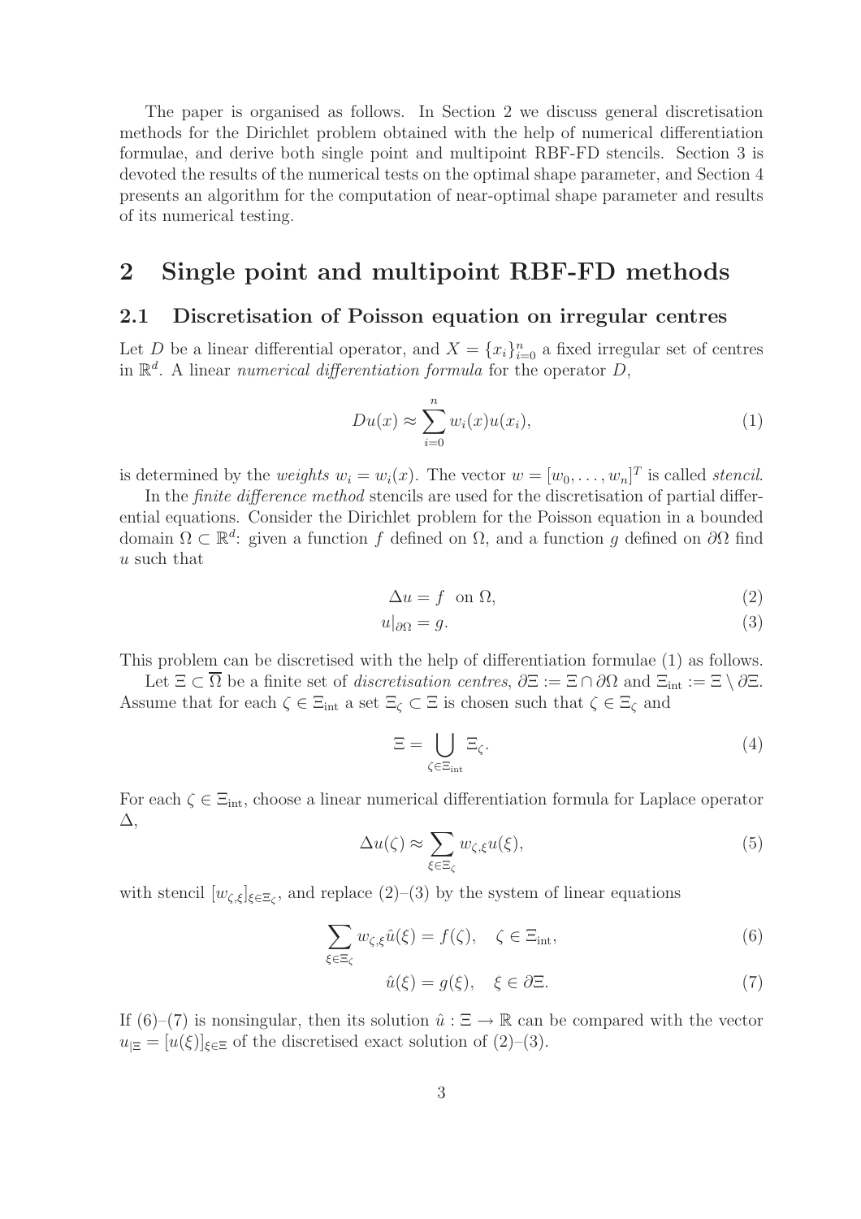The paper is organised as follows. In Section 2 we discuss general discretisation methods for the Dirichlet problem obtained with the help of numerical differentiation formulae, and derive both single point and multipoint RBF-FD stencils. Section 3 is devoted the results of the numerical tests on the optimal shape parameter, and Section 4 presents an algorithm for the computation of near-optimal shape parameter and results of its numerical testing.

## 2 Single point and multipoint RBF-FD methods

### 2.1 Discretisation of Poisson equation on irregular centres

Let $D$ be a linear differential operator, and $X = \{x_i\}_{i=0}^n$ a fixed irregular set of centres in $\mathbb{R}^d$. A linear *numerical differentiation formula* for the operator $D$,

$$Du(x) \approx \sum_{i=0}^{n} w_i(x)u(x_i), \tag{1}$$

is determined by the *weights* $w_i = w_i(x)$. The vector $w = [w_0, \ldots, w_n]^T$ is called *stencil*.

In the *finite difference method* stencils are used for the discretisation of partial differential equations. Consider the Dirichlet problem for the Poisson equation in a bounded domain $\Omega \subset \mathbb{R}^d$: given a function $f$ defined on $\Omega$, and a function $g$ defined on $\partial\Omega$ find $u$ such that

$$\Delta u = f \quad \text{on } \Omega, \tag{2}$$

$$u|_{\partial\Omega} = g. \tag{3}$$

This problem can be discretised with the help of differentiation formulae (1) as follows.

Let $\Xi \subset \overline{\Omega}$ be a finite set of *discretisation centres*, $\partial\Xi := \Xi \cap \partial\Omega$ and $\Xi_{\text{int}} := \Xi \setminus \partial\Xi$. Assume that for each $\zeta \in \Xi_{\text{int}}$ a set $\Xi_\zeta \subset \Xi$ is chosen such that $\zeta \in \Xi_\zeta$ and

$$\Xi = \bigcup_{\zeta \in \Xi_{\text{int}}} \Xi_\zeta. \tag{4}$$

For each $\zeta \in \Xi_{\text{int}}$, choose a linear numerical differentiation formula for Laplace operator $\Delta$,

$$\Delta u(\zeta) \approx \sum_{\xi \in \Xi_\zeta} w_{\zeta,\xi} u(\xi), \tag{5}$$

with stencil $[w_{\zeta,\xi}]_{\xi \in \Xi_\zeta}$, and replace (2)–(3) by the system of linear equations

$$\sum_{\xi \in \Xi_\zeta} w_{\zeta,\xi} \hat{u}(\xi) = f(\zeta), \quad \zeta \in \Xi_{\text{int}}, \tag{6}$$

$$\hat{u}(\xi) = g(\xi), \quad \xi \in \partial\Xi. \tag{7}$$

If (6)–(7) is nonsingular, then its solution $\hat{u} : \Xi \to \mathbb{R}$ can be compared with the vector $u_{|\Xi} = [u(\xi)]_{\xi \in \Xi}$ of the discretised exact solution of (2)–(3).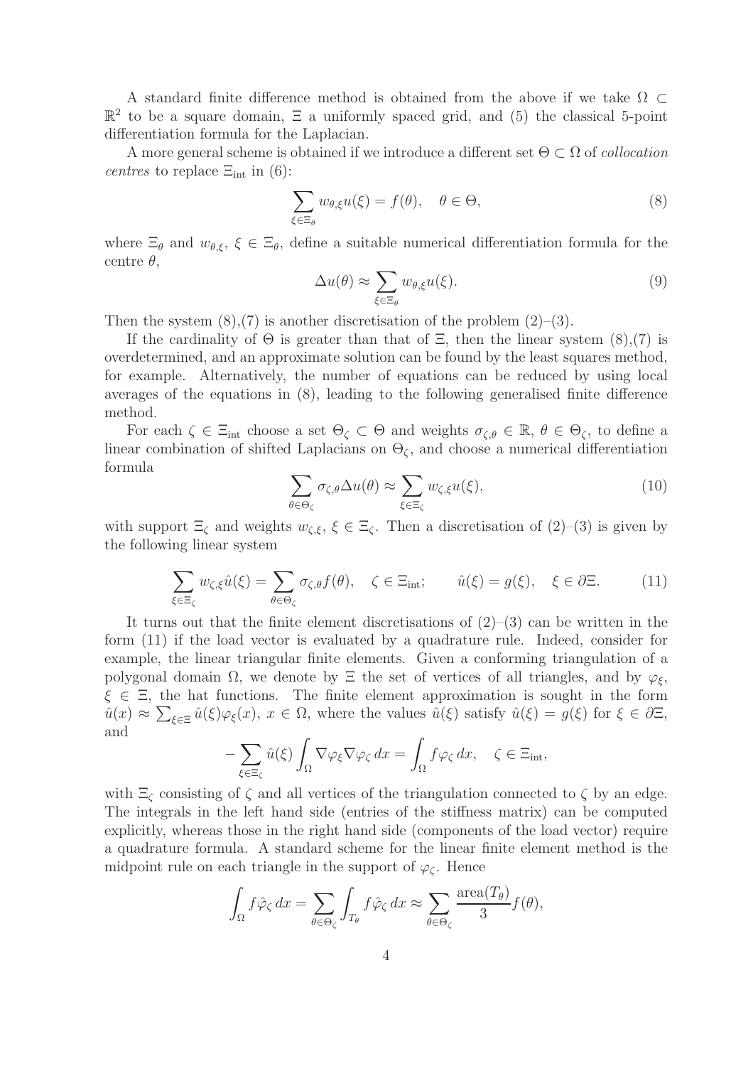A standard finite difference method is obtained from the above if we take $\Omega \subset \mathbb{R}^2$ to be a square domain, $\Xi$ a uniformly spaced grid, and (5) the classical 5-point differentiation formula for the Laplacian.

A more general scheme is obtained if we introduce a different set $\Theta \subset \Omega$ of *collocation centres* to replace $\Xi_{\rm int}$ in (6):

$$\sum_{\xi \in \Xi_\theta} w_{\theta,\xi} u(\xi) = f(\theta), \quad \theta \in \Theta, \tag{8}$$

where $\Xi_\theta$ and $w_{\theta,\xi}$, $\xi \in \Xi_\theta$, define a suitable numerical differentiation formula for the centre $\theta$,

$$\Delta u(\theta) \approx \sum_{\xi \in \Xi_\theta} w_{\theta,\xi} u(\xi). \tag{9}$$

Then the system (8),(7) is another discretisation of the problem (2)–(3).

If the cardinality of $\Theta$ is greater than that of $\Xi$, then the linear system (8),(7) is overdetermined, and an approximate solution can be found by the least squares method, for example. Alternatively, the number of equations can be reduced by using local averages of the equations in (8), leading to the following generalised finite difference method.

For each $\zeta \in \Xi_{\rm int}$ choose a set $\Theta_\zeta \subset \Theta$ and weights $\sigma_{\zeta,\theta} \in \mathbb{R}$, $\theta \in \Theta_\zeta$, to define a linear combination of shifted Laplacians on $\Theta_\zeta$, and choose a numerical differentiation formula

$$\sum_{\theta \in \Theta_\zeta} \sigma_{\zeta,\theta} \Delta u(\theta) \approx \sum_{\xi \in \Xi_\zeta} w_{\zeta,\xi} u(\xi), \tag{10}$$

with support $\Xi_\zeta$ and weights $w_{\zeta,\xi}$, $\xi \in \Xi_\zeta$. Then a discretisation of (2)–(3) is given by the following linear system

$$\sum_{\xi \in \Xi_\zeta} w_{\zeta,\xi} \hat{u}(\xi) = \sum_{\theta \in \Theta_\zeta} \sigma_{\zeta,\theta} f(\theta), \quad \zeta \in \Xi_{\rm int}; \qquad \hat{u}(\xi) = g(\xi), \quad \xi \in \partial\Xi. \tag{11}$$

It turns out that the finite element discretisations of (2)–(3) can be written in the form (11) if the load vector is evaluated by a quadrature rule. Indeed, consider for example, the linear triangular finite elements. Given a conforming triangulation of a polygonal domain $\Omega$, we denote by $\Xi$ the set of vertices of all triangles, and by $\varphi_\xi$, $\xi \in \Xi$, the hat functions. The finite element approximation is sought in the form $\hat{u}(x) \approx \sum_{\xi \in \Xi} \hat{u}(\xi)\varphi_\xi(x)$, $x \in \Omega$, where the values $\hat{u}(\xi)$ satisfy $\hat{u}(\xi) = g(\xi)$ for $\xi \in \partial\Xi$, and

$$-\sum_{\xi \in \Xi_\zeta} \hat{u}(\xi) \int_\Omega \nabla\varphi_\xi \nabla\varphi_\zeta \, dx = \int_\Omega f \varphi_\zeta \, dx, \quad \zeta \in \Xi_{\rm int},$$

with $\Xi_\zeta$ consisting of $\zeta$ and all vertices of the triangulation connected to $\zeta$ by an edge. The integrals in the left hand side (entries of the stiffness matrix) can be computed explicitly, whereas those in the right hand side (components of the load vector) require a quadrature formula. A standard scheme for the linear finite element method is the midpoint rule on each triangle in the support of $\varphi_\zeta$. Hence

$$\int_\Omega f \hat{\varphi}_\zeta \, dx = \sum_{\theta \in \Theta_\zeta} \int_{T_\theta} f \hat{\varphi}_\zeta \, dx \approx \sum_{\theta \in \Theta_\zeta} \frac{\text{area}(T_\theta)}{3} f(\theta),$$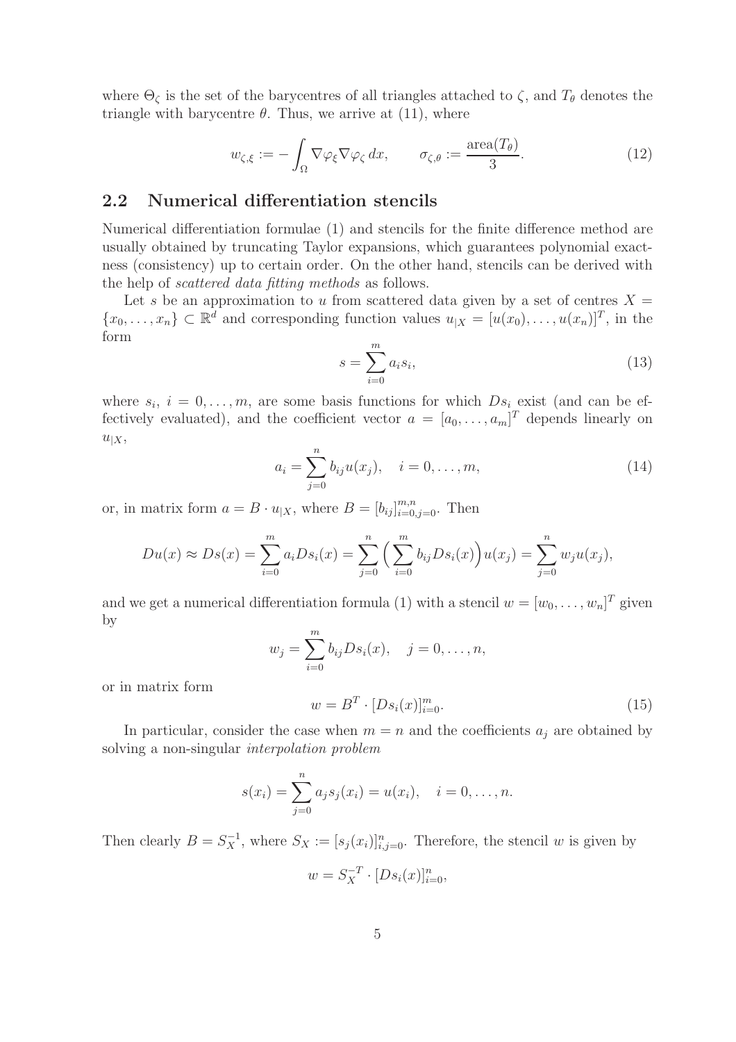where $\Theta_\zeta$ is the set of the barycentres of all triangles attached to $\zeta$, and $T_\theta$ denotes the triangle with barycentre $\theta$. Thus, we arrive at (11), where

$$w_{\zeta,\xi} := -\int_\Omega \nabla\varphi_\xi \nabla\varphi_\zeta \, dx, \qquad \sigma_{\zeta,\theta} := \frac{\text{area}(T_\theta)}{3}. \tag{12}$$

## 2.2 Numerical differentiation stencils

Numerical differentiation formulae (1) and stencils for the finite difference method are usually obtained by truncating Taylor expansions, which guarantees polynomial exactness (consistency) up to certain order. On the other hand, stencils can be derived with the help of *scattered data fitting methods* as follows.

Let $s$ be an approximation to $u$ from scattered data given by a set of centres $X = \{x_0, \dots, x_n\} \subset \mathbb{R}^d$ and corresponding function values $u_{|X} = [u(x_0), \dots, u(x_n)]^T$, in the form

$$s = \sum_{i=0}^{m} a_i s_i, \tag{13}$$

where $s_i$, $i = 0, \dots, m$, are some basis functions for which $Ds_i$ exist (and can be effectively evaluated), and the coefficient vector $a = [a_0, \dots, a_m]^T$ depends linearly on $u_{|X}$,

$$a_i = \sum_{j=0}^{n} b_{ij} u(x_j), \quad i = 0, \dots, m, \tag{14}$$

or, in matrix form $a = B \cdot u_{|X}$, where $B = [b_{ij}]_{i=0,j=0}^{m,n}$. Then

$$Du(x) \approx Ds(x) = \sum_{i=0}^{m} a_i Ds_i(x) = \sum_{j=0}^{n} \Big( \sum_{i=0}^{m} b_{ij} Ds_i(x) \Big) u(x_j) = \sum_{j=0}^{n} w_j u(x_j),$$

and we get a numerical differentiation formula (1) with a stencil $w = [w_0, \dots, w_n]^T$ given by

$$w_j = \sum_{i=0}^{m} b_{ij} Ds_i(x), \quad j = 0, \dots, n,$$

or in matrix form

$$w = B^T \cdot [Ds_i(x)]_{i=0}^{m}. \tag{15}$$

In particular, consider the case when $m = n$ and the coefficients $a_j$ are obtained by solving a non-singular *interpolation problem*

$$s(x_i) = \sum_{j=0}^{n} a_j s_j(x_i) = u(x_i), \quad i = 0, \dots, n.$$

Then clearly $B = S_X^{-1}$, where $S_X := [s_j(x_i)]_{i,j=0}^{n}$. Therefore, the stencil $w$ is given by

$$w = S_X^{-T} \cdot [Ds_i(x)]_{i=0}^{n},$$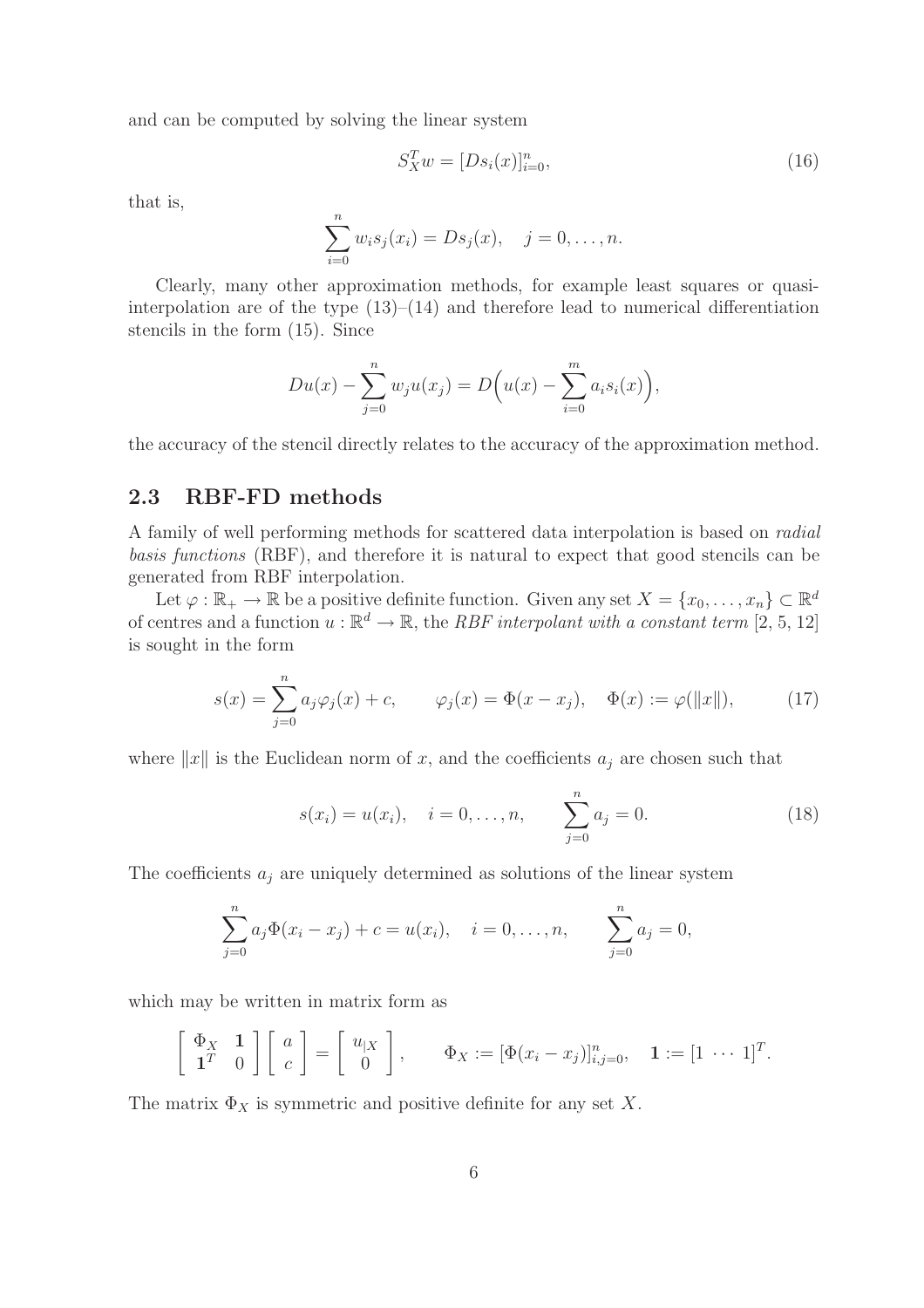and can be computed by solving the linear system

$$S_X^T w = [Ds_i(x)]_{i=0}^n, \tag{16}$$

that is,

$$\sum_{i=0}^n w_i s_j(x_i) = Ds_j(x), \quad j = 0, \ldots, n.$$

Clearly, many other approximation methods, for example least squares or quasi-interpolation are of the type (13)–(14) and therefore lead to numerical differentiation stencils in the form (15). Since

$$Du(x) - \sum_{j=0}^n w_j u(x_j) = D\Big(u(x) - \sum_{i=0}^m a_i s_i(x)\Big),$$

the accuracy of the stencil directly relates to the accuracy of the approximation method.

## 2.3 RBF-FD methods

A family of well performing methods for scattered data interpolation is based on *radial basis functions* (RBF), and therefore it is natural to expect that good stencils can be generated from RBF interpolation.

Let $\varphi : \mathbb{R}_+ \to \mathbb{R}$ be a positive definite function. Given any set $X = \{x_0, \ldots, x_n\} \subset \mathbb{R}^d$ of centres and a function $u : \mathbb{R}^d \to \mathbb{R}$, the *RBF interpolant with a constant term* [2, 5, 12] is sought in the form

$$s(x) = \sum_{j=0}^n a_j \varphi_j(x) + c, \qquad \varphi_j(x) = \Phi(x - x_j), \quad \Phi(x) := \varphi(\|x\|), \tag{17}$$

where $\|x\|$ is the Euclidean norm of $x$, and the coefficients $a_j$ are chosen such that

$$s(x_i) = u(x_i), \quad i = 0, \ldots, n, \qquad \sum_{j=0}^n a_j = 0. \tag{18}$$

The coefficients $a_j$ are uniquely determined as solutions of the linear system

$$\sum_{j=0}^n a_j \Phi(x_i - x_j) + c = u(x_i), \quad i = 0, \ldots, n, \qquad \sum_{j=0}^n a_j = 0,$$

which may be written in matrix form as

$$\begin{bmatrix} \Phi_X & \mathbf{1} \\ \mathbf{1}^T & 0 \end{bmatrix} \begin{bmatrix} a \\ c \end{bmatrix} = \begin{bmatrix} u_{|X} \\ 0 \end{bmatrix}, \qquad \Phi_X := [\Phi(x_i - x_j)]_{i,j=0}^n, \quad \mathbf{1} := [1 \ \cdots \ 1]^T.$$

The matrix $\Phi_X$ is symmetric and positive definite for any set $X$.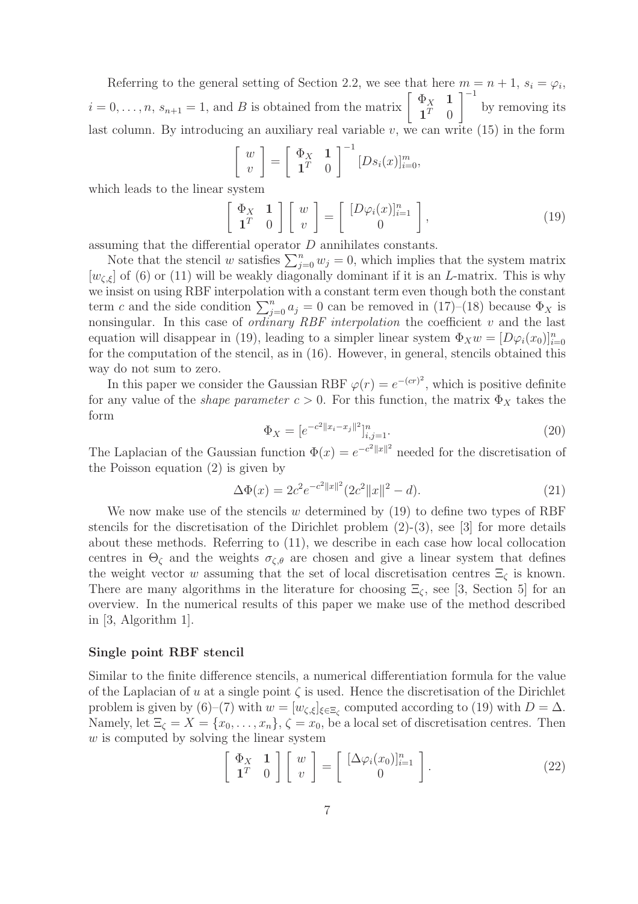Referring to the general setting of Section 2.2, we see that here $m = n+1$, $s_i = \varphi_i$, $i = 0, \ldots, n$, $s_{n+1} = 1$, and $B$ is obtained from the matrix $\begin{bmatrix} \Phi_X & \mathbf{1} \\ \mathbf{1}^T & 0 \end{bmatrix}^{-1}$ by removing its last column. By introducing an auxiliary real variable $v$, we can write (15) in the form

$$\begin{bmatrix} w \\ v \end{bmatrix} = \begin{bmatrix} \Phi_X & \mathbf{1} \\ \mathbf{1}^T & 0 \end{bmatrix}^{-1} [Ds_i(x)]_{i=0}^m,$$

which leads to the linear system

$$\begin{bmatrix} \Phi_X & \mathbf{1} \\ \mathbf{1}^T & 0 \end{bmatrix} \begin{bmatrix} w \\ v \end{bmatrix} = \begin{bmatrix} [D\varphi_i(x)]_{i=1}^n \\ 0 \end{bmatrix}, \tag{19}$$

assuming that the differential operator $D$ annihilates constants.

Note that the stencil $w$ satisfies $\sum_{j=0}^n w_j = 0$, which implies that the system matrix $[w_{\zeta,\xi}]$ of (6) or (11) will be weakly diagonally dominant if it is an $L$-matrix. This is why we insist on using RBF interpolation with a constant term even though both the constant term $c$ and the side condition $\sum_{j=0}^n a_j = 0$ can be removed in (17)–(18) because $\Phi_X$ is nonsingular. In this case of *ordinary RBF interpolation* the coefficient $v$ and the last equation will disappear in (19), leading to a simpler linear system $\Phi_X w = [D\varphi_i(x_0)]_{i=0}^n$ for the computation of the stencil, as in (16). However, in general, stencils obtained this way do not sum to zero.

In this paper we consider the Gaussian RBF $\varphi(r) = e^{-(cr)^2}$, which is positive definite for any value of the *shape parameter* $c > 0$. For this function, the matrix $\Phi_X$ takes the form

$$\Phi_X = [e^{-c^2\|x_i - x_j\|^2}]_{i,j=1}^n. \tag{20}$$

The Laplacian of the Gaussian function $\Phi(x) = e^{-c^2\|x\|^2}$ needed for the discretisation of the Poisson equation (2) is given by

$$\Delta\Phi(x) = 2c^2 e^{-c^2\|x\|^2}(2c^2\|x\|^2 - d). \tag{21}$$

We now make use of the stencils $w$ determined by (19) to define two types of RBF stencils for the discretisation of the Dirichlet problem (2)-(3), see [3] for more details about these methods. Referring to (11), we describe in each case how local collocation centres in $\Theta_\zeta$ and the weights $\sigma_{\zeta,\theta}$ are chosen and give a linear system that defines the weight vector $w$ assuming that the set of local discretisation centres $\Xi_\zeta$ is known. There are many algorithms in the literature for choosing $\Xi_\zeta$, see [3, Section 5] for an overview. In the numerical results of this paper we make use of the method described in [3, Algorithm 1].

**Single point RBF stencil**

Similar to the finite difference stencils, a numerical differentiation formula for the value of the Laplacian of $u$ at a single point $\zeta$ is used. Hence the discretisation of the Dirichlet problem is given by (6)–(7) with $w = [w_{\zeta,\xi}]_{\xi\in\Xi_\zeta}$ computed according to (19) with $D = \Delta$. Namely, let $\Xi_\zeta = X = \{x_0, \ldots, x_n\}$, $\zeta = x_0$, be a local set of discretisation centres. Then $w$ is computed by solving the linear system

$$\begin{bmatrix} \Phi_X & \mathbf{1} \\ \mathbf{1}^T & 0 \end{bmatrix} \begin{bmatrix} w \\ v \end{bmatrix} = \begin{bmatrix} [\Delta\varphi_i(x_0)]_{i=1}^n \\ 0 \end{bmatrix}. \tag{22}$$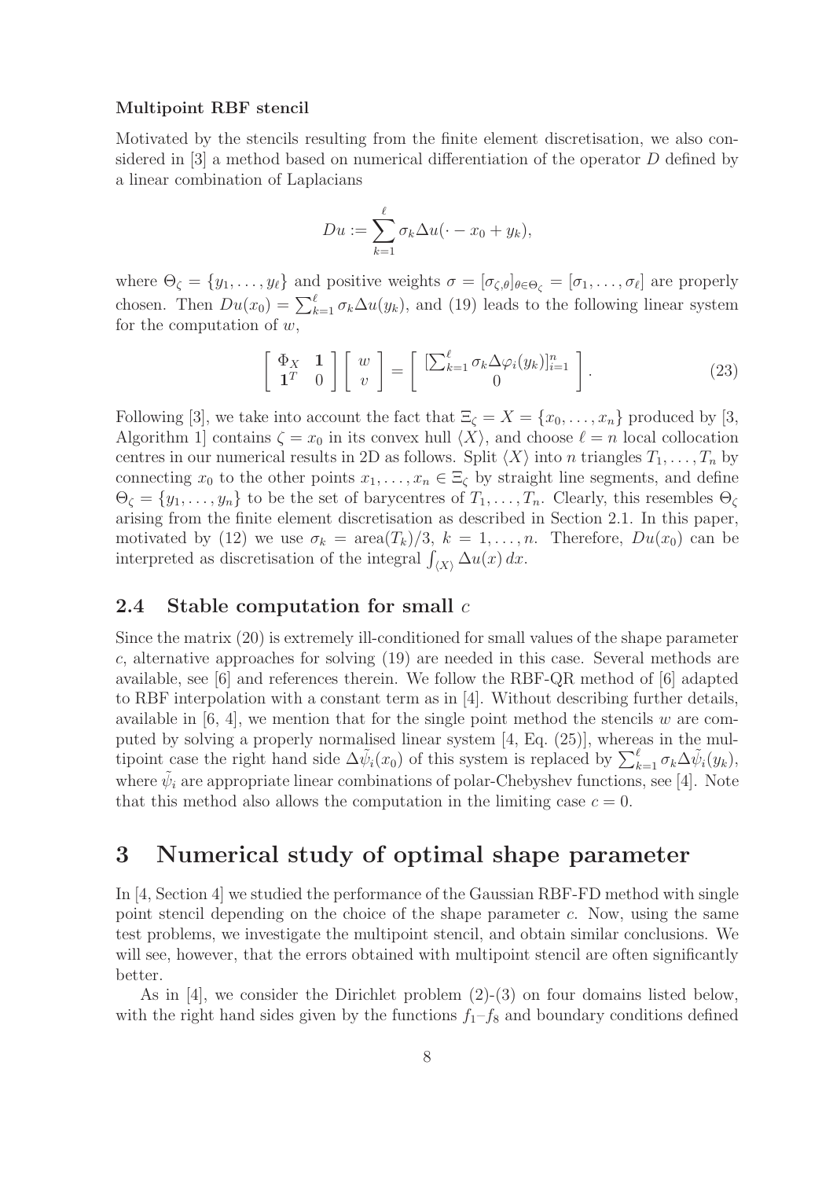**Multipoint RBF stencil**

Motivated by the stencils resulting from the finite element discretisation, we also considered in [3] a method based on numerical differentiation of the operator $D$ defined by a linear combination of Laplacians

$$Du := \sum_{k=1}^{\ell} \sigma_k \Delta u(\cdot - x_0 + y_k),$$

where $\Theta_\zeta = \{y_1, \ldots, y_\ell\}$ and positive weights $\sigma = [\sigma_{\zeta,\theta}]_{\theta \in \Theta_\zeta} = [\sigma_1, \ldots, \sigma_\ell]$ are properly chosen. Then $Du(x_0) = \sum_{k=1}^{\ell} \sigma_k \Delta u(y_k)$, and (19) leads to the following linear system for the computation of $w$,

$$\begin{bmatrix} \Phi_X & \mathbf{1} \\ \mathbf{1}^T & 0 \end{bmatrix} \begin{bmatrix} w \\ v \end{bmatrix} = \begin{bmatrix} [\sum_{k=1}^{\ell} \sigma_k \Delta \varphi_i(y_k)]_{i=1}^n \\ 0 \end{bmatrix}. \tag{23}$$

Following [3], we take into account the fact that $\Xi_\zeta = X = \{x_0, \ldots, x_n\}$ produced by [3, Algorithm 1] contains $\zeta = x_0$ in its convex hull $\langle X \rangle$, and choose $\ell = n$ local collocation centres in our numerical results in 2D as follows. Split $\langle X \rangle$ into $n$ triangles $T_1, \ldots, T_n$ by connecting $x_0$ to the other points $x_1, \ldots, x_n \in \Xi_\zeta$ by straight line segments, and define $\Theta_\zeta = \{y_1, \ldots, y_n\}$ to be the set of barycentres of $T_1, \ldots, T_n$. Clearly, this resembles $\Theta_\zeta$ arising from the finite element discretisation as described in Section 2.1. In this paper, motivated by (12) we use $\sigma_k = \text{area}(T_k)/3$, $k = 1, \ldots, n$. Therefore, $Du(x_0)$ can be interpreted as discretisation of the integral $\int_{\langle X \rangle} \Delta u(x)\, dx$.

## 2.4 Stable computation for small $c$

Since the matrix (20) is extremely ill-conditioned for small values of the shape parameter $c$, alternative approaches for solving (19) are needed in this case. Several methods are available, see [6] and references therein. We follow the RBF-QR method of [6] adapted to RBF interpolation with a constant term as in [4]. Without describing further details, available in [6, 4], we mention that for the single point method the stencils $w$ are computed by solving a properly normalised linear system [4, Eq. (25)], whereas in the multipoint case the right hand side $\Delta \tilde{\psi}_i(x_0)$ of this system is replaced by $\sum_{k=1}^{\ell} \sigma_k \Delta \tilde{\psi}_i(y_k)$, where $\tilde{\psi}_i$ are appropriate linear combinations of polar-Chebyshev functions, see [4]. Note that this method also allows the computation in the limiting case $c = 0$.

# 3 Numerical study of optimal shape parameter

In [4, Section 4] we studied the performance of the Gaussian RBF-FD method with single point stencil depending on the choice of the shape parameter $c$. Now, using the same test problems, we investigate the multipoint stencil, and obtain similar conclusions. We will see, however, that the errors obtained with multipoint stencil are often significantly better.

As in [4], we consider the Dirichlet problem (2)-(3) on four domains listed below, with the right hand sides given by the functions $f_1$–$f_8$ and boundary conditions defined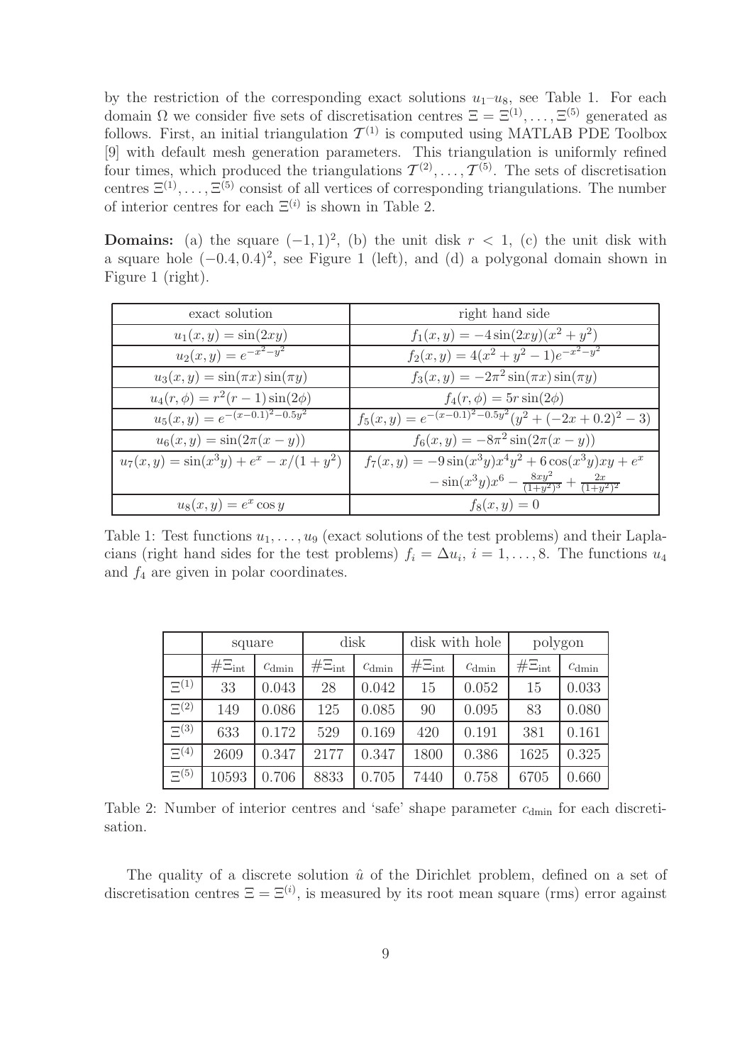by the restriction of the corresponding exact solutions $u_1$–$u_8$, see Table 1. For each domain $\Omega$ we consider five sets of discretisation centres $\Xi = \Xi^{(1)}, \dots, \Xi^{(5)}$ generated as follows. First, an initial triangulation $\mathcal{T}^{(1)}$ is computed using MATLAB PDE Toolbox [9] with default mesh generation parameters. This triangulation is uniformly refined four times, which produced the triangulations $\mathcal{T}^{(2)}, \dots, \mathcal{T}^{(5)}$. The sets of discretisation centres $\Xi^{(1)}, \dots, \Xi^{(5)}$ consist of all vertices of corresponding triangulations. The number of interior centres for each $\Xi^{(i)}$ is shown in Table 2.

**Domains:** (a) the square $(-1, 1)^2$, (b) the unit disk $r < 1$, (c) the unit disk with a square hole $(-0.4, 0.4)^2$, see Figure 1 (left), and (d) a polygonal domain shown in Figure 1 (right).

| exact solution | right hand side |
|---|---|
| $u_1(x, y) = \sin(2xy)$ | $f_1(x, y) = -4\sin(2xy)(x^2 + y^2)$ |
| $u_2(x, y) = e^{-x^2-y^2}$ | $f_2(x, y) = 4(x^2 + y^2 - 1)e^{-x^2-y^2}$ |
| $u_3(x, y) = \sin(\pi x)\sin(\pi y)$ | $f_3(x, y) = -2\pi^2 \sin(\pi x)\sin(\pi y)$ |
| $u_4(r, \phi) = r^2(r - 1)\sin(2\phi)$ | $f_4(r, \phi) = 5r\sin(2\phi)$ |
| $u_5(x, y) = e^{-(x-0.1)^2-0.5y^2}$ | $f_5(x, y) = e^{-(x-0.1)^2-0.5y^2}(y^2 + (-2x + 0.2)^2 - 3)$ |
| $u_6(x, y) = \sin(2\pi(x - y))$ | $f_6(x, y) = -8\pi^2 \sin(2\pi(x - y))$ |
| $u_7(x, y) = \sin(x^3 y) + e^x - x/(1 + y^2)$ | $f_7(x, y) = -9\sin(x^3 y)x^4 y^2 + 6\cos(x^3 y)xy + e^x$ $- \sin(x^3 y)x^6 - \frac{8xy^2}{(1+y^2)^3} + \frac{2x}{(1+y^2)^2}$ |
| $u_8(x, y) = e^x \cos y$ | $f_8(x, y) = 0$ |

Table 1: Test functions $u_1, \dots, u_9$ (exact solutions of the test problems) and their Laplacians (right hand sides for the test problems) $f_i = \Delta u_i$, $i = 1, \dots, 8$. The functions $u_4$ and $f_4$ are given in polar coordinates.

| | square | | disk | | disk with hole | | polygon | |
|---|---|---|---|---|---|---|---|---|
| | $\#\Xi_{\text{int}}$ | $c_{\text{dmin}}$ | $\#\Xi_{\text{int}}$ | $c_{\text{dmin}}$ | $\#\Xi_{\text{int}}$ | $c_{\text{dmin}}$ | $\#\Xi_{\text{int}}$ | $c_{\text{dmin}}$ |
| $\Xi^{(1)}$ | 33 | 0.043 | 28 | 0.042 | 15 | 0.052 | 15 | 0.033 |
| $\Xi^{(2)}$ | 149 | 0.086 | 125 | 0.085 | 90 | 0.095 | 83 | 0.080 |
| $\Xi^{(3)}$ | 633 | 0.172 | 529 | 0.169 | 420 | 0.191 | 381 | 0.161 |
| $\Xi^{(4)}$ | 2609 | 0.347 | 2177 | 0.347 | 1800 | 0.386 | 1625 | 0.325 |
| $\Xi^{(5)}$ | 10593 | 0.706 | 8833 | 0.705 | 7440 | 0.758 | 6705 | 0.660 |

Table 2: Number of interior centres and 'safe' shape parameter $c_{\text{dmin}}$ for each discretisation.

The quality of a discrete solution $\hat{u}$ of the Dirichlet problem, defined on a set of discretisation centres $\Xi = \Xi^{(i)}$, is measured by its root mean square (rms) error against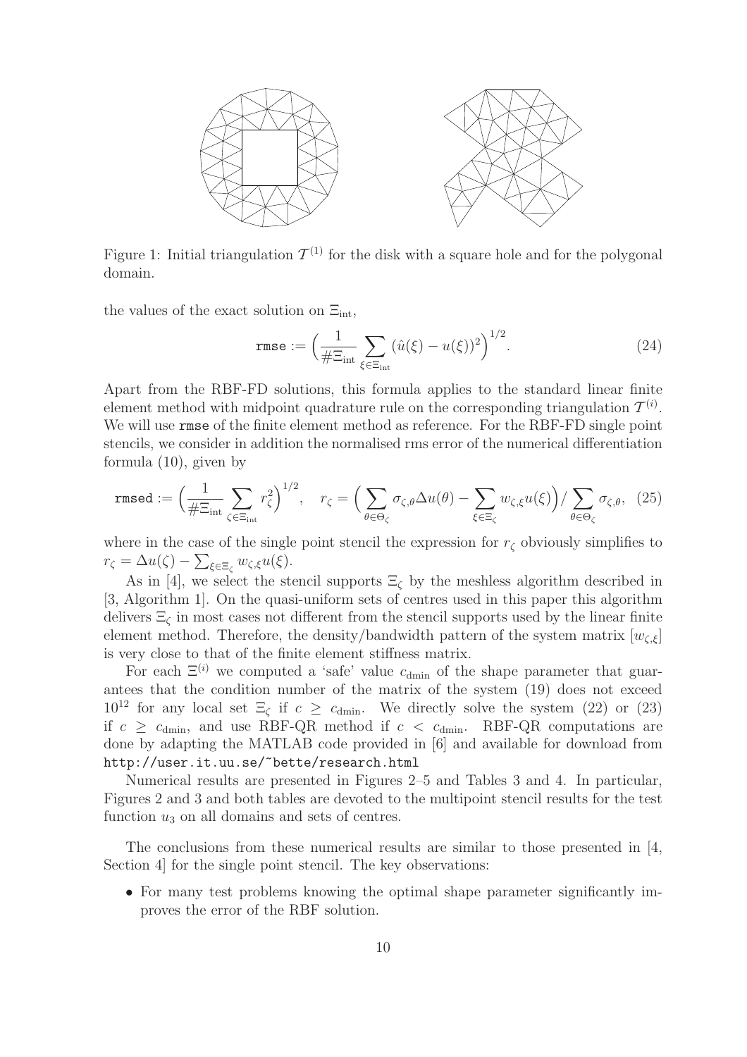Figure 1: Initial triangulation $\mathcal{T}^{(1)}$ for the disk with a square hole and for the polygonal domain.

the values of the exact solution on $\Xi_{\rm int}$,

$$\texttt{rmse} := \Big(\frac{1}{\#\Xi_{\rm int}} \sum_{\xi\in\Xi_{\rm int}} (\hat u(\xi) - u(\xi))^2\Big)^{1/2}. \tag{24}$$

Apart from the RBF-FD solutions, this formula applies to the standard linear finite element method with midpoint quadrature rule on the corresponding triangulation $\mathcal{T}^{(i)}$. We will use rmse of the finite element method as reference. For the RBF-FD single point stencils, we consider in addition the normalised rms error of the numerical differentiation formula (10), given by

$$\texttt{rmsed} := \Big(\frac{1}{\#\Xi_{\rm int}} \sum_{\zeta\in\Xi_{\rm int}} r_\zeta^2\Big)^{1/2}, \quad r_\zeta = \Big(\sum_{\theta\in\Theta_\zeta} \sigma_{\zeta,\theta}\Delta u(\theta) - \sum_{\xi\in\Xi_\zeta} w_{\zeta,\xi} u(\xi)\Big)/\sum_{\theta\in\Theta_\zeta} \sigma_{\zeta,\theta}, \tag{25}$$

where in the case of the single point stencil the expression for $r_\zeta$ obviously simplifies to $r_\zeta = \Delta u(\zeta) - \sum_{\xi\in\Xi_\zeta} w_{\zeta,\xi} u(\xi)$.

As in [4], we select the stencil supports $\Xi_\zeta$ by the meshless algorithm described in [3, Algorithm 1]. On the quasi-uniform sets of centres used in this paper this algorithm delivers $\Xi_\zeta$ in most cases not different from the stencil supports used by the linear finite element method. Therefore, the density/bandwidth pattern of the system matrix $[w_{\zeta,\xi}]$ is very close to that of the finite element stiffness matrix.

For each $\Xi^{(i)}$ we computed a 'safe' value $c_{\rm dmin}$ of the shape parameter that guarantees that the condition number of the matrix of the system (19) does not exceed $10^{12}$ for any local set $\Xi_\zeta$ if $c \geq c_{\rm dmin}$. We directly solve the system (22) or (23) if $c \geq c_{\rm dmin}$, and use RBF-QR method if $c < c_{\rm dmin}$. RBF-QR computations are done by adapting the MATLAB code provided in [6] and available for download from http://user.it.uu.se/~bette/research.html

Numerical results are presented in Figures 2–5 and Tables 3 and 4. In particular, Figures 2 and 3 and both tables are devoted to the multipoint stencil results for the test function $u_3$ on all domains and sets of centres.

The conclusions from these numerical results are similar to those presented in [4, Section 4] for the single point stencil. The key observations:

- For many test problems knowing the optimal shape parameter significantly improves the error of the RBF solution.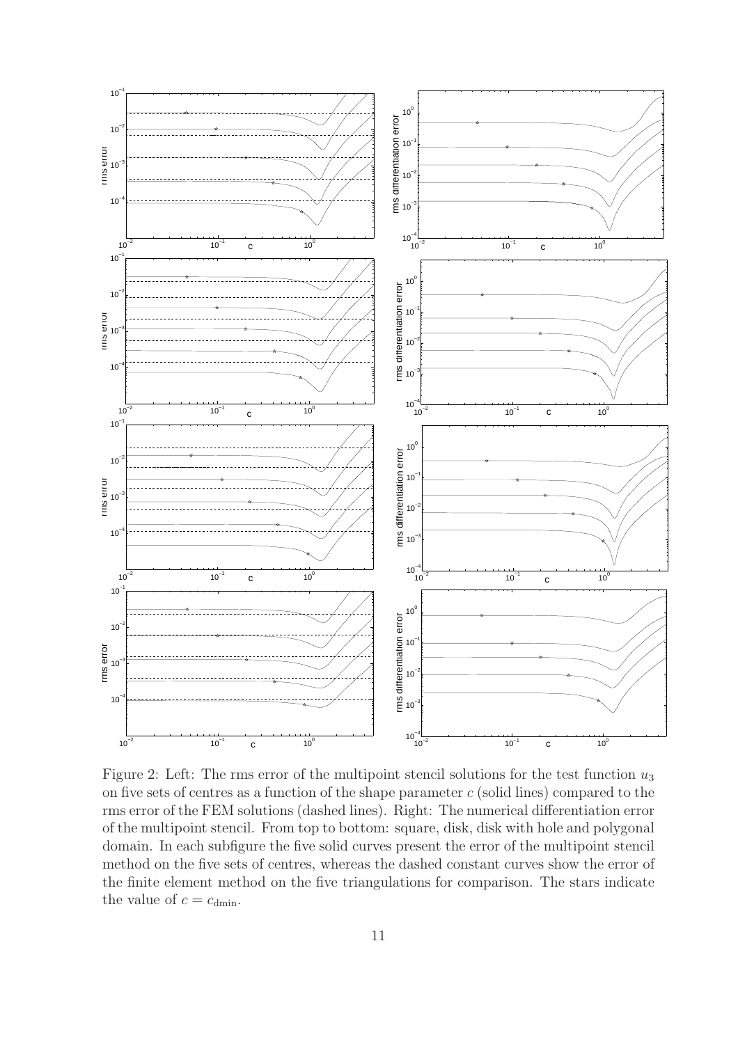Figure 2: Left: The rms error of the multipoint stencil solutions for the test function $u_3$ on five sets of centres as a function of the shape parameter $c$ (solid lines) compared to the rms error of the FEM solutions (dashed lines). Right: The numerical differentiation error of the multipoint stencil. From top to bottom: square, disk, disk with hole and polygonal domain. In each subfigure the five solid curves present the error of the multipoint stencil method on the five sets of centres, whereas the dashed constant curves show the error of the finite element method on the five triangulations for comparison. The stars indicate the value of $c = c_{\mathrm{dmin}}$.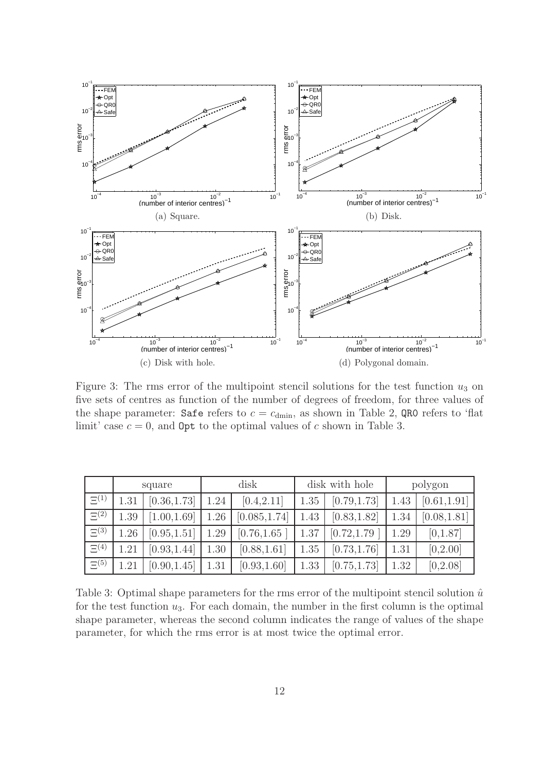(a) Square.

(b) Disk.

(c) Disk with hole.

(d) Polygonal domain.

Figure 3: The rms error of the multipoint stencil solutions for the test function $u_3$ on five sets of centres as function of the number of degrees of freedom, for three values of the shape parameter: `Safe` refers to $c = c_{\text{dmin}}$, as shown in Table 2, `QR0` refers to 'flat limit' case $c = 0$, and `Opt` to the optimal values of $c$ shown in Table 3.

| | square | | disk | | disk with hole | | polygon | |
|---|---|---|---|---|---|---|---|---|
| $\Xi^{(1)}$ | 1.31 | [0.36,1.73] | 1.24 | [0.4,2.11] | 1.35 | [0.79,1.73] | 1.43 | [0.61,1.91] |
| $\Xi^{(2)}$ | 1.39 | [1.00,1.69] | 1.26 | [0.085,1.74] | 1.43 | [0.83,1.82] | 1.34 | [0.08,1.81] |
| $\Xi^{(3)}$ | 1.26 | [0.95,1.51] | 1.29 | [0.76,1.65 ] | 1.37 | [0.72,1.79 ] | 1.29 | [0,1.87] |
| $\Xi^{(4)}$ | 1.21 | [0.93,1.44] | 1.30 | [0.88,1.61] | 1.35 | [0.73,1.76] | 1.31 | [0,2.00] |
| $\Xi^{(5)}$ | 1.21 | [0.90,1.45] | 1.31 | [0.93,1.60] | 1.33 | [0.75,1.73] | 1.32 | [0,2.08] |

Table 3: Optimal shape parameters for the rms error of the multipoint stencil solution $\hat{u}$ for the test function $u_3$. For each domain, the number in the first column is the optimal shape parameter, whereas the second column indicates the range of values of the shape parameter, for which the rms error is at most twice the optimal error.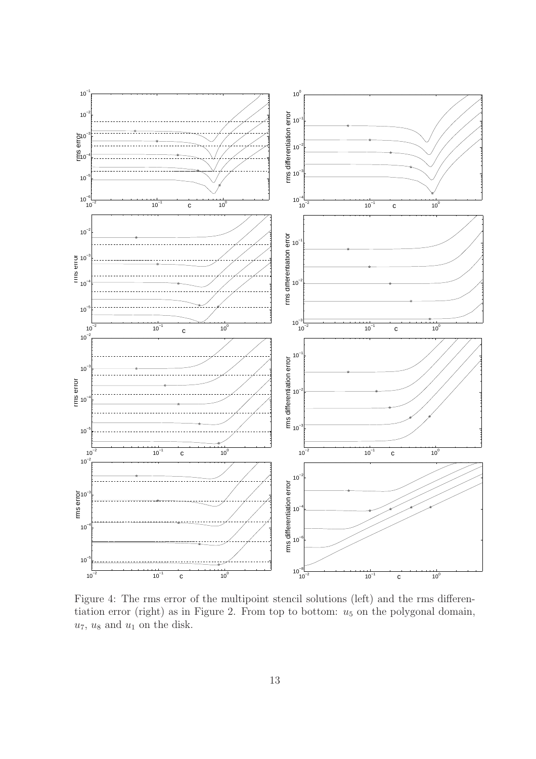Figure 4: The rms error of the multipoint stencil solutions (left) and the rms differentiation error (right) as in Figure 2. From top to bottom: $u_5$ on the polygonal domain, $u_7$, $u_8$ and $u_1$ on the disk.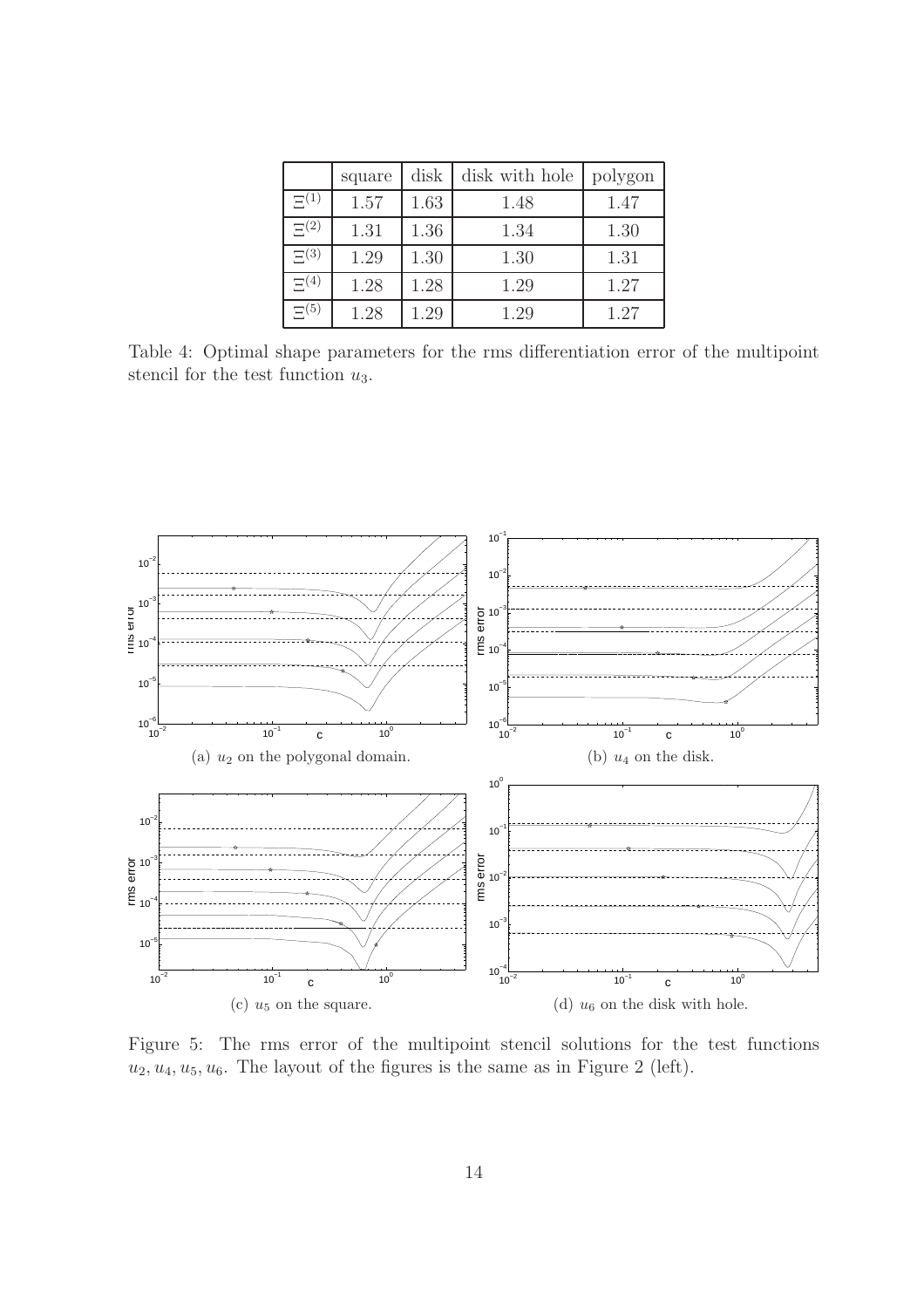|  | square | disk | disk with hole | polygon |
|---|---|---|---|---|
| $\Xi^{(1)}$ | 1.57 | 1.63 | 1.48 | 1.47 |
| $\Xi^{(2)}$ | 1.31 | 1.36 | 1.34 | 1.30 |
| $\Xi^{(3)}$ | 1.29 | 1.30 | 1.30 | 1.31 |
| $\Xi^{(4)}$ | 1.28 | 1.28 | 1.29 | 1.27 |
| $\Xi^{(5)}$ | 1.28 | 1.29 | 1.29 | 1.27 |

Table 4: Optimal shape parameters for the rms differentiation error of the multipoint stencil for the test function $u_3$.

(a) $u_2$ on the polygonal domain.

(b) $u_4$ on the disk.

(c) $u_5$ on the square.

(d) $u_6$ on the disk with hole.

Figure 5: The rms error of the multipoint stencil solutions for the test functions $u_2, u_4, u_5, u_6$. The layout of the figures is the same as in Figure 2 (left).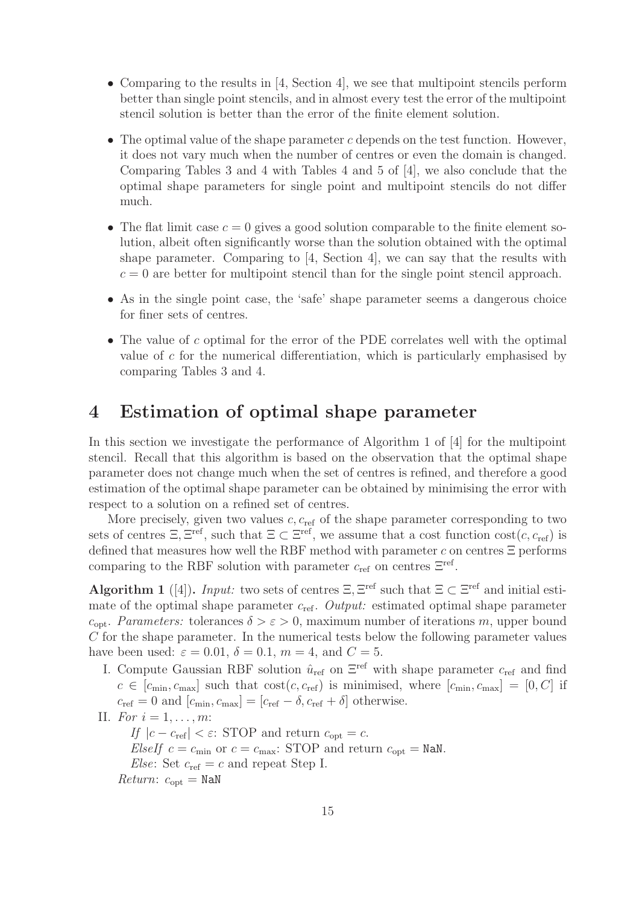- Comparing to the results in [4, Section 4], we see that multipoint stencils perform better than single point stencils, and in almost every test the error of the multipoint stencil solution is better than the error of the finite element solution.
- The optimal value of the shape parameter $c$ depends on the test function. However, it does not vary much when the number of centres or even the domain is changed. Comparing Tables 3 and 4 with Tables 4 and 5 of [4], we also conclude that the optimal shape parameters for single point and multipoint stencils do not differ much.
- The flat limit case $c = 0$ gives a good solution comparable to the finite element solution, albeit often significantly worse than the solution obtained with the optimal shape parameter. Comparing to [4, Section 4], we can say that the results with $c = 0$ are better for multipoint stencil than for the single point stencil approach.
- As in the single point case, the 'safe' shape parameter seems a dangerous choice for finer sets of centres.
- The value of $c$ optimal for the error of the PDE correlates well with the optimal value of $c$ for the numerical differentiation, which is particularly emphasised by comparing Tables 3 and 4.

# 4 Estimation of optimal shape parameter

In this section we investigate the performance of Algorithm 1 of [4] for the multipoint stencil. Recall that this algorithm is based on the observation that the optimal shape parameter does not change much when the set of centres is refined, and therefore a good estimation of the optimal shape parameter can be obtained by minimising the error with respect to a solution on a refined set of centres.

More precisely, given two values $c, c_{\text{ref}}$ of the shape parameter corresponding to two sets of centres $\Xi, \Xi^{\text{ref}}$, such that $\Xi \subset \Xi^{\text{ref}}$, we assume that a cost function $\text{cost}(c, c_{\text{ref}})$ is defined that measures how well the RBF method with parameter $c$ on centres $\Xi$ performs comparing to the RBF solution with parameter $c_{\text{ref}}$ on centres $\Xi^{\text{ref}}$.

**Algorithm 1** ([4])**.** *Input:* two sets of centres $\Xi, \Xi^{\text{ref}}$ such that $\Xi \subset \Xi^{\text{ref}}$ and initial estimate of the optimal shape parameter $c_{\text{ref}}$. *Output:* estimated optimal shape parameter $c_{\text{opt}}$. *Parameters:* tolerances $\delta > \varepsilon > 0$, maximum number of iterations $m$, upper bound $C$ for the shape parameter. In the numerical tests below the following parameter values have been used: $\varepsilon = 0.01$, $\delta = 0.1$, $m = 4$, and $C = 5$.

I. Compute Gaussian RBF solution $\hat{u}_{\text{ref}}$ on $\Xi^{\text{ref}}$ with shape parameter $c_{\text{ref}}$ and find $c \in [c_{\min}, c_{\max}]$ such that $\text{cost}(c, c_{\text{ref}})$ is minimised, where $[c_{\min}, c_{\max}] = [0, C]$ if $c_{\text{ref}} = 0$ and $[c_{\min}, c_{\max}] = [c_{\text{ref}} - \delta, c_{\text{ref}} + \delta]$ otherwise.

II. *For* $i = 1, \ldots, m$:

   *If* $|c - c_{\text{ref}}| < \varepsilon$: STOP and return $c_{\text{opt}} = c$.

   *ElseIf* $c = c_{\min}$ or $c = c_{\max}$: STOP and return $c_{\text{opt}} = \texttt{NaN}$.

   *Else*: Set $c_{\text{ref}} = c$ and repeat Step I.

   *Return*: $c_{\text{opt}} = \texttt{NaN}$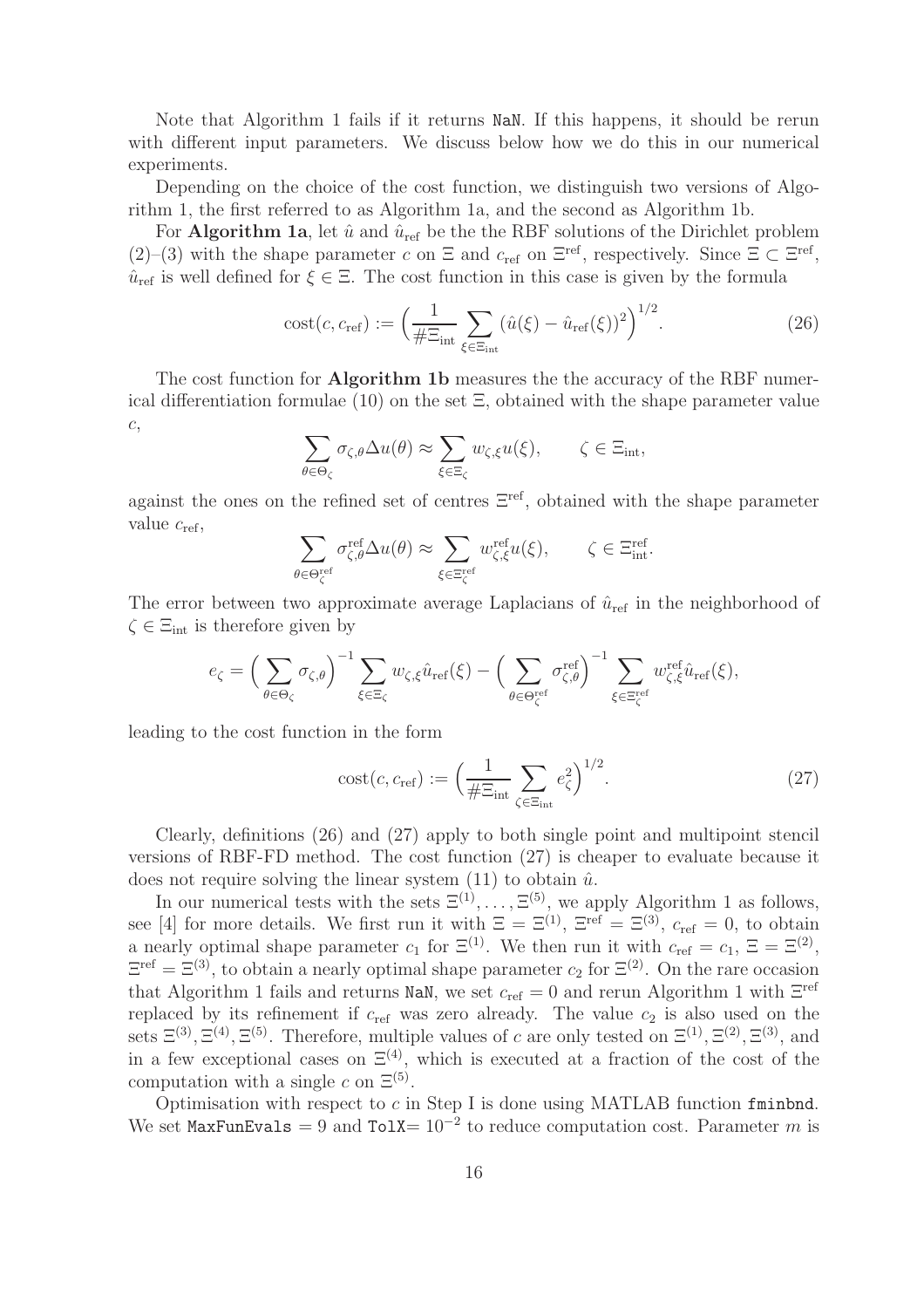Note that Algorithm 1 fails if it returns `NaN`. If this happens, it should be rerun with different input parameters. We discuss below how we do this in our numerical experiments.

Depending on the choice of the cost function, we distinguish two versions of Algorithm 1, the first referred to as Algorithm 1a, and the second as Algorithm 1b.

For **Algorithm 1a**, let $\hat{u}$ and $\hat{u}_{\rm ref}$ be the the RBF solutions of the Dirichlet problem (2)–(3) with the shape parameter $c$ on $\Xi$ and $c_{\rm ref}$ on $\Xi^{\rm ref}$, respectively. Since $\Xi \subset \Xi^{\rm ref}$, $\hat{u}_{\rm ref}$ is well defined for $\xi \in \Xi$. The cost function in this case is given by the formula

$$\operatorname{cost}(c, c_{\rm ref}) := \Big( \frac{1}{\#\Xi_{\rm int}} \sum_{\xi \in \Xi_{\rm int}} (\hat{u}(\xi) - \hat{u}_{\rm ref}(\xi))^2 \Big)^{1/2}. \tag{26}$$

The cost function for **Algorithm 1b** measures the the accuracy of the RBF numerical differentiation formulae (10) on the set $\Xi$, obtained with the shape parameter value $c$,

$$\sum_{\theta \in \Theta_\zeta} \sigma_{\zeta,\theta} \Delta u(\theta) \approx \sum_{\xi \in \Xi_\zeta} w_{\zeta,\xi} u(\xi), \qquad \zeta \in \Xi_{\rm int},$$

against the ones on the refined set of centres $\Xi^{\rm ref}$, obtained with the shape parameter value $c_{\rm ref}$,

$$\sum_{\theta \in \Theta^{\rm ref}_\zeta} \sigma^{\rm ref}_{\zeta,\theta} \Delta u(\theta) \approx \sum_{\xi \in \Xi^{\rm ref}_\zeta} w^{\rm ref}_{\zeta,\xi} u(\xi), \qquad \zeta \in \Xi^{\rm ref}_{\rm int}.$$

The error between two approximate average Laplacians of $\hat{u}_{\rm ref}$ in the neighborhood of $\zeta \in \Xi_{\rm int}$ is therefore given by

$$e_\zeta = \Big( \sum_{\theta \in \Theta_\zeta} \sigma_{\zeta,\theta} \Big)^{-1} \sum_{\xi \in \Xi_\zeta} w_{\zeta,\xi} \hat{u}_{\rm ref}(\xi) - \Big( \sum_{\theta \in \Theta^{\rm ref}_\zeta} \sigma^{\rm ref}_{\zeta,\theta} \Big)^{-1} \sum_{\xi \in \Xi^{\rm ref}_\zeta} w^{\rm ref}_{\zeta,\xi} \hat{u}_{\rm ref}(\xi),$$

leading to the cost function in the form

$$\operatorname{cost}(c, c_{\rm ref}) := \Big( \frac{1}{\#\Xi_{\rm int}} \sum_{\zeta \in \Xi_{\rm int}} e_\zeta^2 \Big)^{1/2}. \tag{27}$$

Clearly, definitions (26) and (27) apply to both single point and multipoint stencil versions of RBF-FD method. The cost function (27) is cheaper to evaluate because it does not require solving the linear system (11) to obtain $\hat{u}$.

In our numerical tests with the sets $\Xi^{(1)}, \ldots, \Xi^{(5)}$, we apply Algorithm 1 as follows, see [4] for more details. We first run it with $\Xi = \Xi^{(1)}$, $\Xi^{\rm ref} = \Xi^{(3)}$, $c_{\rm ref} = 0$, to obtain a nearly optimal shape parameter $c_1$ for $\Xi^{(1)}$. We then run it with $c_{\rm ref} = c_1$, $\Xi = \Xi^{(2)}$, $\Xi^{\rm ref} = \Xi^{(3)}$, to obtain a nearly optimal shape parameter $c_2$ for $\Xi^{(2)}$. On the rare occasion that Algorithm 1 fails and returns `NaN`, we set $c_{\rm ref} = 0$ and rerun Algorithm 1 with $\Xi^{\rm ref}$ replaced by its refinement if $c_{\rm ref}$ was zero already. The value $c_2$ is also used on the sets $\Xi^{(3)}, \Xi^{(4)}, \Xi^{(5)}$. Therefore, multiple values of $c$ are only tested on $\Xi^{(1)}, \Xi^{(2)}, \Xi^{(3)}$, and in a few exceptional cases on $\Xi^{(4)}$, which is executed at a fraction of the cost of the computation with a single $c$ on $\Xi^{(5)}$.

Optimisation with respect to $c$ in Step I is done using MATLAB function `fminbnd`. We set `MaxFunEvals` $= 9$ and `TolX`$= 10^{-2}$ to reduce computation cost. Parameter $m$ is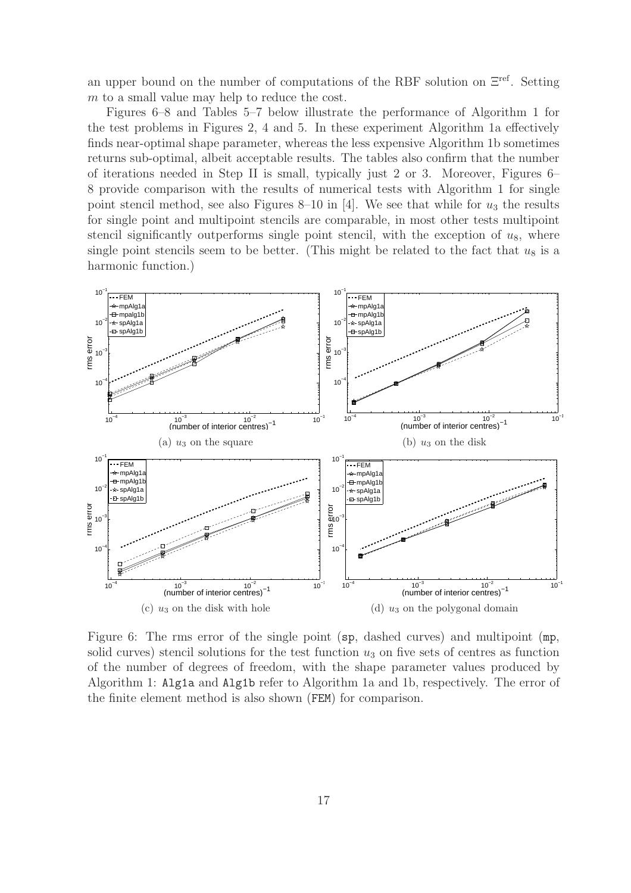an upper bound on the number of computations of the RBF solution on $\Xi^{\mathrm{ref}}$. Setting $m$ to a small value may help to reduce the cost.

Figures 6–8 and Tables 5–7 below illustrate the performance of Algorithm 1 for the test problems in Figures 2, 4 and 5. In these experiment Algorithm 1a effectively finds near-optimal shape parameter, whereas the less expensive Algorithm 1b sometimes returns sub-optimal, albeit acceptable results. The tables also confirm that the number of iterations needed in Step II is small, typically just 2 or 3. Moreover, Figures 6–8 provide comparison with the results of numerical tests with Algorithm 1 for single point stencil method, see also Figures 8–10 in [4]. We see that while for $u_3$ the results for single point and multipoint stencils are comparable, in most other tests multipoint stencil significantly outperforms single point stencil, with the exception of $u_8$, where single point stencils seem to be better. (This might be related to the fact that $u_8$ is a harmonic function.)

(a) $u_3$ on the square

(b) $u_3$ on the disk

(c) $u_3$ on the disk with hole

(d) $u_3$ on the polygonal domain

Figure 6: The rms error of the single point (`sp`, dashed curves) and multipoint (`mp`, solid curves) stencil solutions for the test function $u_3$ on five sets of centres as function of the number of degrees of freedom, with the shape parameter values produced by Algorithm 1: `Alg1a` and `Alg1b` refer to Algorithm 1a and 1b, respectively. The error of the finite element method is also shown (`FEM`) for comparison.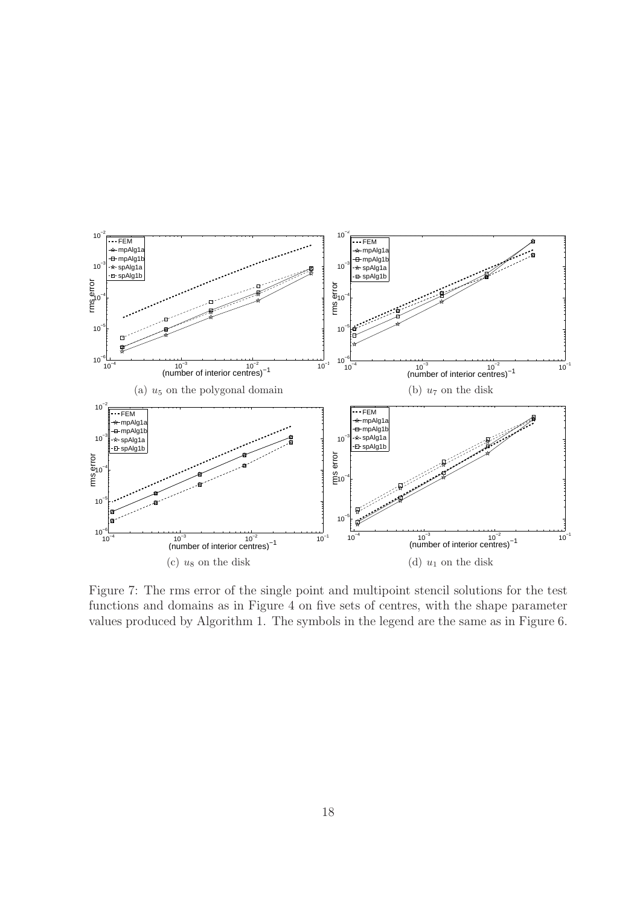(a) $u_5$ on the polygonal domain

(b) $u_7$ on the disk

(c) $u_8$ on the disk

(d) $u_1$ on the disk

Figure 7: The rms error of the single point and multipoint stencil solutions for the test functions and domains as in Figure 4 on five sets of centres, with the shape parameter values produced by Algorithm 1. The symbols in the legend are the same as in Figure 6.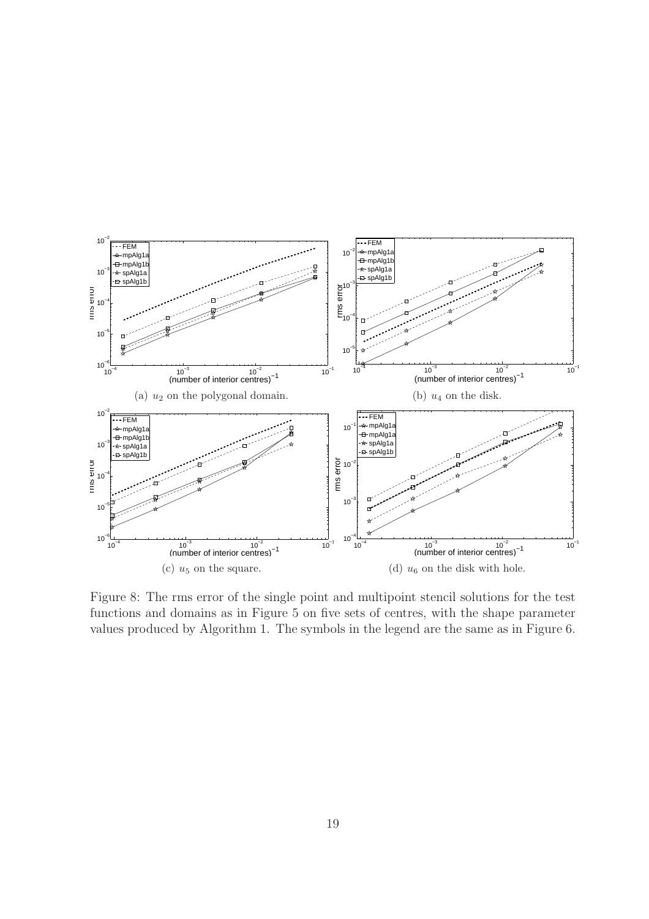(a) $u_2$ on the polygonal domain.

(b) $u_4$ on the disk.

(c) $u_5$ on the square.

(d) $u_6$ on the disk with hole.

Figure 8: The rms error of the single point and multipoint stencil solutions for the test functions and domains as in Figure 5 on five sets of centres, with the shape parameter values produced by Algorithm 1. The symbols in the legend are the same as in Figure 6.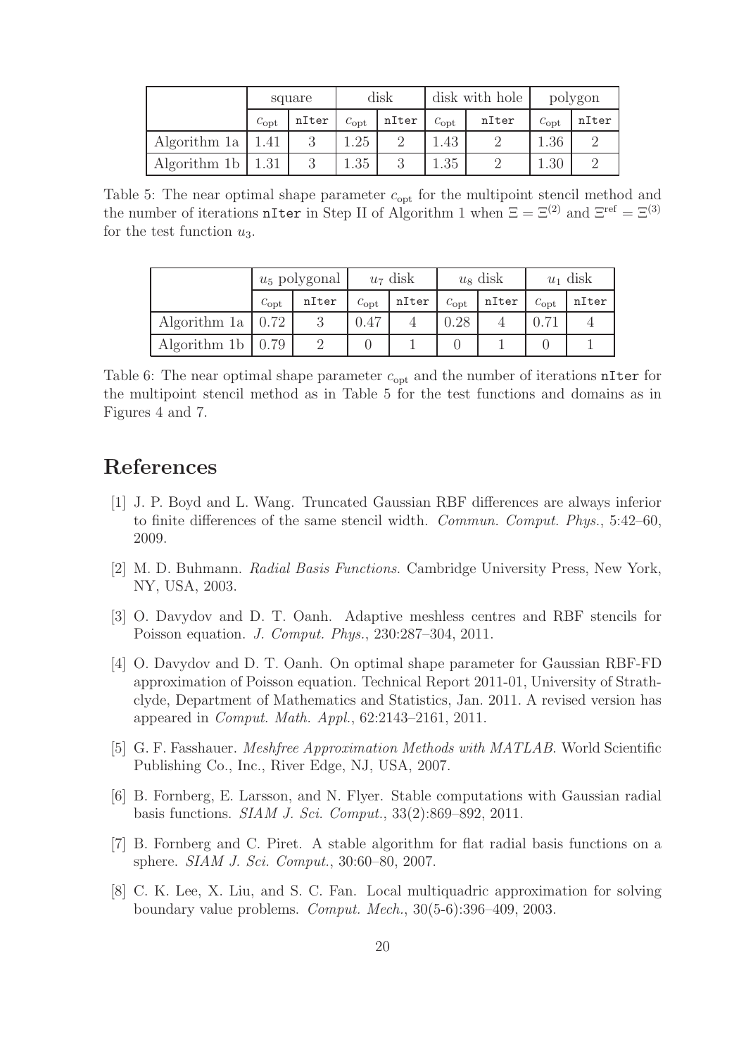| | square | | disk | | disk with hole | | polygon | |
|---|---|---|---|---|---|---|---|---|
| | $c_{\text{opt}}$ | nIter | $c_{\text{opt}}$ | nIter | $c_{\text{opt}}$ | nIter | $c_{\text{opt}}$ | nIter |
| Algorithm 1a | 1.41 | 3 | 1.25 | 2 | 1.43 | 2 | 1.36 | 2 |
| Algorithm 1b | 1.31 | 3 | 1.35 | 3 | 1.35 | 2 | 1.30 | 2 |

Table 5: The near optimal shape parameter $c_{\text{opt}}$ for the multipoint stencil method and the number of iterations `nIter` in Step II of Algorithm 1 when $\Xi = \Xi^{(2)}$ and $\Xi^{\text{ref}} = \Xi^{(3)}$ for the test function $u_3$.

| | $u_5$ polygonal | | $u_7$ disk | | $u_8$ disk | | $u_1$ disk | |
|---|---|---|---|---|---|---|---|---|
| | $c_{\text{opt}}$ | nIter | $c_{\text{opt}}$ | nIter | $c_{\text{opt}}$ | nIter | $c_{\text{opt}}$ | nIter |
| Algorithm 1a | 0.72 | 3 | 0.47 | 4 | 0.28 | 4 | 0.71 | 4 |
| Algorithm 1b | 0.79 | 2 | 0 | 1 | 0 | 1 | 0 | 1 |

Table 6: The near optimal shape parameter $c_{\text{opt}}$ and the number of iterations `nIter` for the multipoint stencil method as in Table 5 for the test functions and domains as in Figures 4 and 7.

# References

[1] J. P. Boyd and L. Wang. Truncated Gaussian RBF differences are always inferior to finite differences of the same stencil width. *Commun. Comput. Phys.*, 5:42–60, 2009.

[2] M. D. Buhmann. *Radial Basis Functions*. Cambridge University Press, New York, NY, USA, 2003.

[3] O. Davydov and D. T. Oanh. Adaptive meshless centres and RBF stencils for Poisson equation. *J. Comput. Phys.*, 230:287–304, 2011.

[4] O. Davydov and D. T. Oanh. On optimal shape parameter for Gaussian RBF-FD approximation of Poisson equation. Technical Report 2011-01, University of Strathclyde, Department of Mathematics and Statistics, Jan. 2011. A revised version has appeared in *Comput. Math. Appl.*, 62:2143–2161, 2011.

[5] G. F. Fasshauer. *Meshfree Approximation Methods with MATLAB*. World Scientific Publishing Co., Inc., River Edge, NJ, USA, 2007.

[6] B. Fornberg, E. Larsson, and N. Flyer. Stable computations with Gaussian radial basis functions. *SIAM J. Sci. Comput.*, 33(2):869–892, 2011.

[7] B. Fornberg and C. Piret. A stable algorithm for flat radial basis functions on a sphere. *SIAM J. Sci. Comput.*, 30:60–80, 2007.

[8] C. K. Lee, X. Liu, and S. C. Fan. Local multiquadric approximation for solving boundary value problems. *Comput. Mech.*, 30(5-6):396–409, 2003.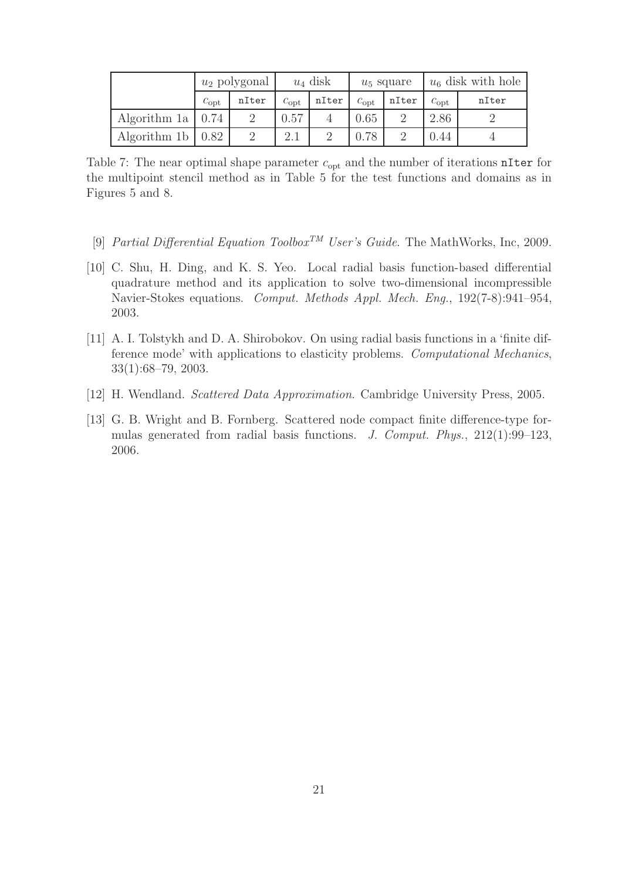| | $u_2$ polygonal | | $u_4$ disk | | $u_5$ square | | $u_6$ disk with hole | |
|---|---|---|---|---|---|---|---|---|
| | $c_{\text{opt}}$ | nIter | $c_{\text{opt}}$ | nIter | $c_{\text{opt}}$ | nIter | $c_{\text{opt}}$ | nIter |
| Algorithm 1a | 0.74 | 2 | 0.57 | 4 | 0.65 | 2 | 2.86 | 2 |
| Algorithm 1b | 0.82 | 2 | 2.1 | 2 | 0.78 | 2 | 0.44 | 4 |

Table 7: The near optimal shape parameter $c_{\text{opt}}$ and the number of iterations `nIter` for the multipoint stencil method as in Table 5 for the test functions and domains as in Figures 5 and 8.

[9] *Partial Differential Equation Toolbox$^{TM}$ User's Guide*. The MathWorks, Inc, 2009.

[10] C. Shu, H. Ding, and K. S. Yeo. Local radial basis function-based differential quadrature method and its application to solve two-dimensional incompressible Navier-Stokes equations. *Comput. Methods Appl. Mech. Eng.*, 192(7-8):941–954, 2003.

[11] A. I. Tolstykh and D. A. Shirobokov. On using radial basis functions in a 'finite difference mode' with applications to elasticity problems. *Computational Mechanics*, 33(1):68–79, 2003.

[12] H. Wendland. *Scattered Data Approximation*. Cambridge University Press, 2005.

[13] G. B. Wright and B. Fornberg. Scattered node compact finite difference-type formulas generated from radial basis functions. *J. Comput. Phys.*, 212(1):99–123, 2006.